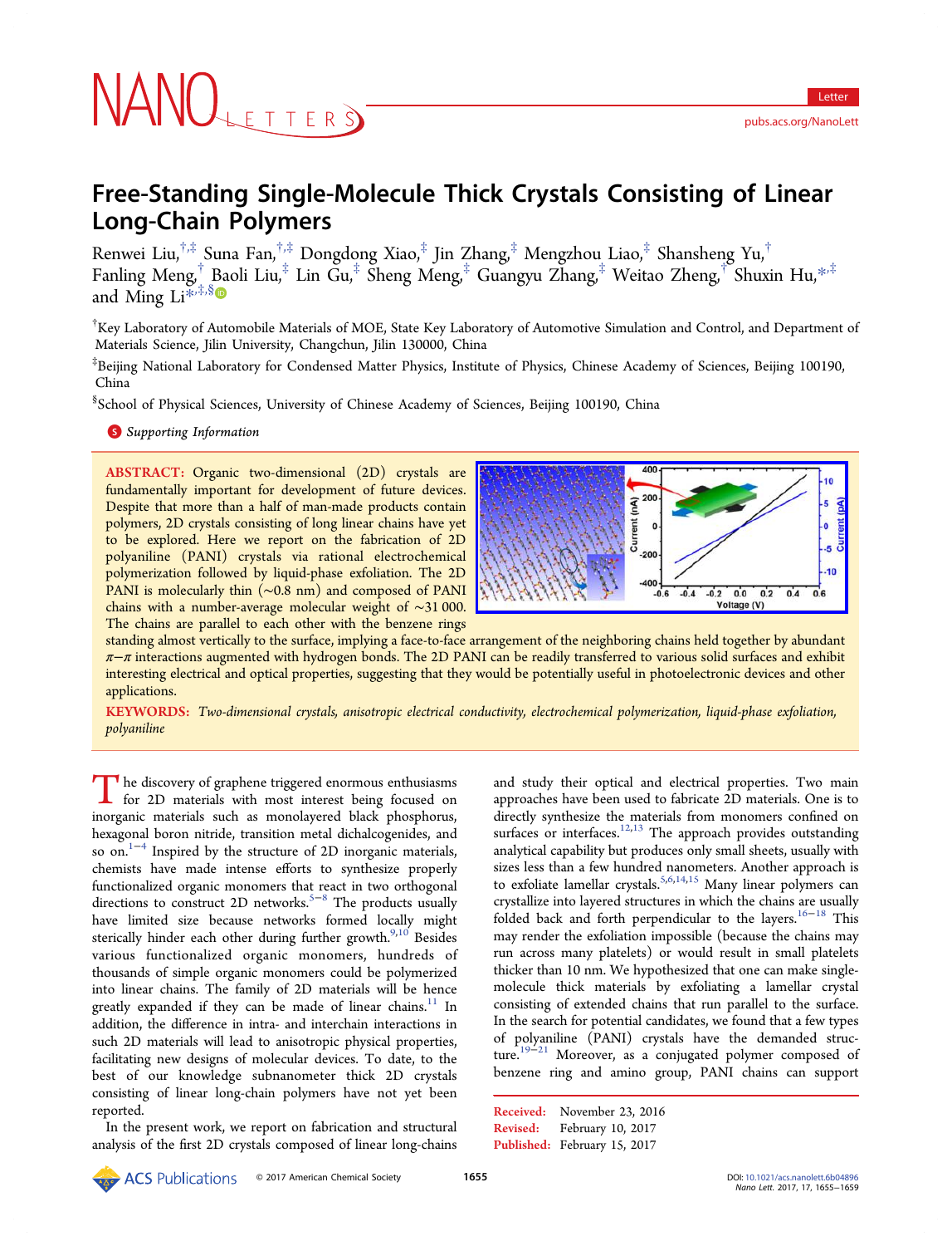# Free-Standing Single-Molecule Thick Crystals Consisting of Linear Long-Chain Polymers

Renwei Liu,[†,‡] Suna Fan,[†,‡] Dongdong Xiao,[‡] Jin Zhang,[‡] Mengzhou Liao,[‡] Shansheng Yu,[†] Fanling Meng,[†] Baoli Liu,[‡] Lin Gu,[‡] Sheng Meng,[‡] Guangyu Zhang,[‡] Weitao Zheng,[†] Shuxin Hu,[*,‡] and Ming Li[*,‡,§]

[†]Key Laboratory of Automobile Materials of MOE, State Key Laboratory of Automotive Simulation and Control, and Department of Materials Science, Jilin University, Changchun, Jilin 130000, China

[‡]Beijing National Laboratory for Condensed Matter Physics, Institute of Physics, Chinese Academy of Sciences, Beijing 100190, China

[§]School of Physical Sciences, University of Chinese Academy of Sciences, Beijing 100190, China

Supporting Information

**ABSTRACT:** Organic two-dimensional (2D) crystals are fundamentally important for development of future devices. Despite that more than a half of man-made products contain polymers, 2D crystals consisting of long linear chains have yet to be explored. Here we report on the fabrication of 2D polyaniline (PANI) crystals via rational electrochemical polymerization followed by liquid-phase exfoliation. The 2D PANI is molecularly thin (~0.8 nm) and composed of PANI chains with a number-average molecular weight of ~31 000. The chains are parallel to each other with the benzene rings standing almost vertically to the surface, implying a face-to-face arrangement of the neighboring chains held together by abundant $\pi-\pi$ interactions augmented with hydrogen bonds. The 2D PANI can be readily transferred to various solid surfaces and exhibit interesting electrical and optical properties, suggesting that they would be potentially useful in photoelectronic devices and other applications.

**KEYWORDS:** *Two-dimensional crystals, anisotropic electrical conductivity, electrochemical polymerization, liquid-phase exfoliation, polyaniline*

The discovery of graphene triggered enormous enthusiasms for 2D materials with most interest being focused on inorganic materials such as monolayered black phosphorus, hexagonal boron nitride, transition metal dichalcogenides, and so on.[1−4] Inspired by the structure of 2D inorganic materials, chemists have made intense efforts to synthesize properly functionalized organic monomers that react in two orthogonal directions to construct 2D networks.[5−8] The products usually have limited size because networks formed locally might sterically hinder each other during further growth.[9,10] Besides various functionalized organic monomers, hundreds of thousands of simple organic monomers could be polymerized into linear chains. The family of 2D materials will be hence greatly expanded if they can be made of linear chains.[11] In addition, the difference in intra- and interchain interactions in such 2D materials will lead to anisotropic physical properties, facilitating new designs of molecular devices. To date, to the best of our knowledge subnanometer thick 2D crystals consisting of linear long-chain polymers have not yet been reported.

In the present work, we report on fabrication and structural analysis of the first 2D crystals composed of linear long-chains and study their optical and electrical properties. Two main approaches have been used to fabricate 2D materials. One is to directly synthesize the materials from monomers confined on surfaces or interfaces.[12,13] The approach provides outstanding analytical capability but produces only small sheets, usually with sizes less than a few hundred nanometers. Another approach is to exfoliate lamellar crystals.[5,6,14,15] Many linear polymers can crystallize into layered structures in which the chains are usually folded back and forth perpendicular to the layers.[16−18] This may render the exfoliation impossible (because the chains may run across many platelets) or would result in small platelets thicker than 10 nm. We hypothesized that one can make single-molecule thick materials by exfoliating a lamellar crystal consisting of extended chains that run parallel to the surface. In the search for potential candidates, we found that a few types of polyaniline (PANI) crystals have the demanded structure.[19−21] Moreover, as a conjugated polymer composed of benzene ring and amino group, PANI chains can support

Received: November 23, 2016
Revised: February 10, 2017
Published: February 15, 2017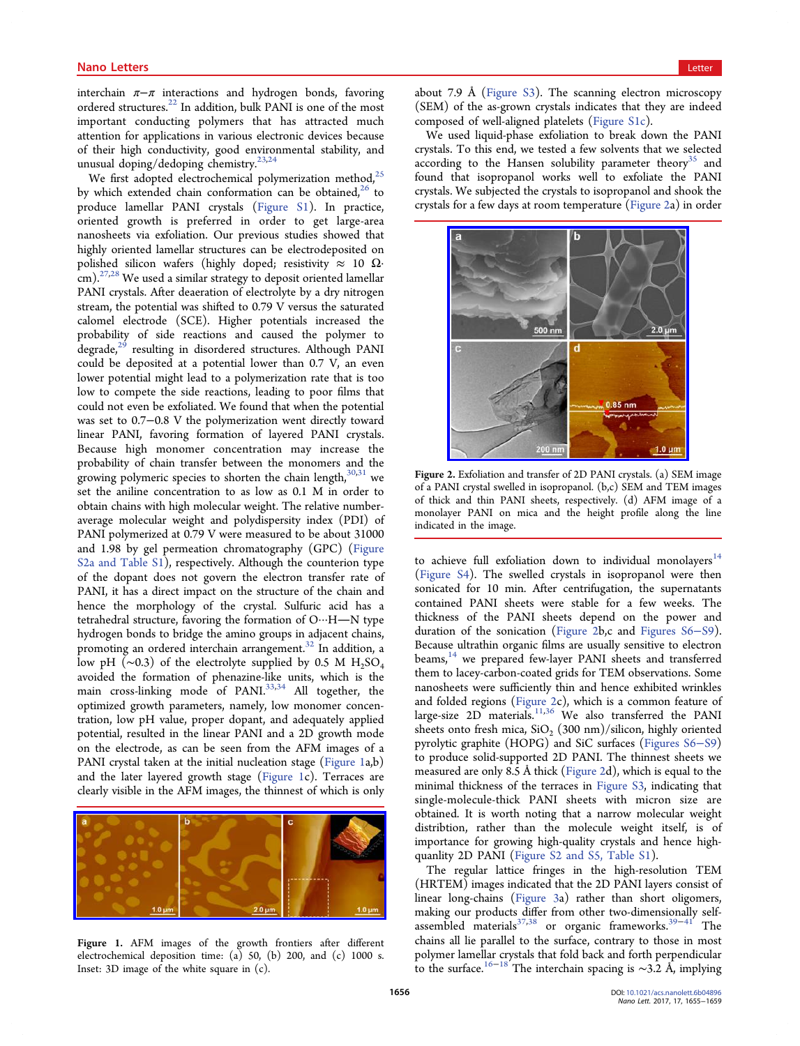interchain $\pi$–$\pi$ interactions and hydrogen bonds, favoring ordered structures.[22] In addition, bulk PANI is one of the most important conducting polymers that has attracted much attention for applications in various electronic devices because of their high conductivity, good environmental stability, and unusual doping/dedoping chemistry.[23,24]

We first adopted electrochemical polymerization method,[25] by which extended chain conformation can be obtained,[26] to produce lamellar PANI crystals (Figure S1). In practice, oriented growth is preferred in order to get large-area nanosheets via exfoliation. Our previous studies showed that highly oriented lamellar structures can be electrodeposited on polished silicon wafers (highly doped; resistivity ≈ 10 Ω·cm).[27,28] We used a similar strategy to deposit oriented lamellar PANI crystals. After deaeration of electrolyte by a dry nitrogen stream, the potential was shifted to 0.79 V versus the saturated calomel electrode (SCE). Higher potentials increased the probability of side reactions and caused the polymer to degrade,[29] resulting in disordered structures. Although PANI could be deposited at a potential lower than 0.7 V, an even lower potential might lead to a polymerization rate that is too low to compete the side reactions, leading to poor films that could not even be exfoliated. We found that when the potential was set to 0.7–0.8 V the polymerization went directly toward linear PANI, favoring formation of layered PANI crystals. Because high monomer concentration may increase the probability of chain transfer between the monomers and the growing polymeric species to shorten the chain length,[30,31] we set the aniline concentration to as low as 0.1 M in order to obtain chains with high molecular weight. The relative number-average molecular weight and polydispersity index (PDI) of PANI polymerized at 0.79 V were measured to be about 31000 and 1.98 by gel permeation chromatography (GPC) (Figure S2a and Table S1), respectively. Although the counterion type of the dopant does not govern the electron transfer rate of PANI, it has a direct impact on the structure of the chain and hence the morphology of the crystal. Sulfuric acid has a tetrahedral structure, favoring the formation of O···H—N type hydrogen bonds to bridge the amino groups in adjacent chains, promoting an ordered interchain arrangement.[32] In addition, a low pH (~0.3) of the electrolyte supplied by 0.5 M $H_2SO_4$ avoided the formation of phenazine-like units, which is the main cross-linking mode of PANI.[33,34] All together, the optimized growth parameters, namely, low monomer concentration, low pH value, proper dopant, and adequately applied potential, resulted in the linear PANI and a 2D growth mode on the electrode, as can be seen from the AFM images of a PANI crystal taken at the initial nucleation stage (Figure 1a,b) and the later layered growth stage (Figure 1c). Terraces are clearly visible in the AFM images, the thinnest of which is only about 7.9 Å (Figure S3). The scanning electron microscopy (SEM) of the as-grown crystals indicates that they are indeed composed of well-aligned platelets (Figure S1c).

Figure 1. AFM images of the growth frontiers after different electrochemical deposition time: (a) 50, (b) 200, and (c) 1000 s. Inset: 3D image of the white square in (c).

We used liquid-phase exfoliation to break down the PANI crystals. To this end, we tested a few solvents that we selected according to the Hansen solubility parameter theory[35] and found that isopropanol works well to exfoliate the PANI crystals. We subjected the crystals to isopropanol and shook the crystals for a few days at room temperature (Figure 2a) in order to achieve full exfoliation down to individual monolayers[14] (Figure S4). The swelled crystals in isopropanol were then sonicated for 10 min. After centrifugation, the supernatants contained PANI sheets were stable for a few weeks. The thickness of the PANI sheets depend on the power and duration of the sonication (Figure 2b,c and Figures S6–S9). Because ultrathin organic films are usually sensitive to electron beams,[14] we prepared few-layer PANI sheets and transferred them to lacey-carbon-coated grids for TEM observations. Some nanosheets were sufficiently thin and hence exhibited wrinkles and folded regions (Figure 2c), which is a common feature of large-size 2D materials.[11,36] We also transferred the PANI sheets onto fresh mica, $SiO_2$ (300 nm)/silicon, highly oriented pyrolytic graphite (HOPG) and SiC surfaces (Figures S6–S9) to produce solid-supported 2D PANI. The thinnest sheets we measured are only 8.5 Å thick (Figure 2d), which is equal to the minimal thickness of the terraces in Figure S3, indicating that single-molecule-thick PANI sheets with micron size are obtained. It is worth noting that a narrow molecular weight distribtion, rather than the molecule weight itself, is of importance for growing high-quality crystals and hence high-quanlity 2D PANI (Figure S2 and S5, Table S1).

Figure 2. Exfoliation and transfer of 2D PANI crystals. (a) SEM image of a PANI crystal swelled in isopropanol. (b,c) SEM and TEM images of thick and thin PANI sheets, respectively. (d) AFM image of a monolayer PANI on mica and the height profile along the line indicated in the image.

The regular lattice fringes in the high-resolution TEM (HRTEM) images indicated that the 2D PANI layers consist of linear long-chains (Figure 3a) rather than short oligomers, making our products differ from other two-dimensionally self-assembled materials[37,38] or organic frameworks.[39−41] The chains all lie parallel to the surface, contrary to those in most polymer lamellar crystals that fold back and forth perpendicular to the surface.[16−18] The interchain spacing is ~3.2 Å, implying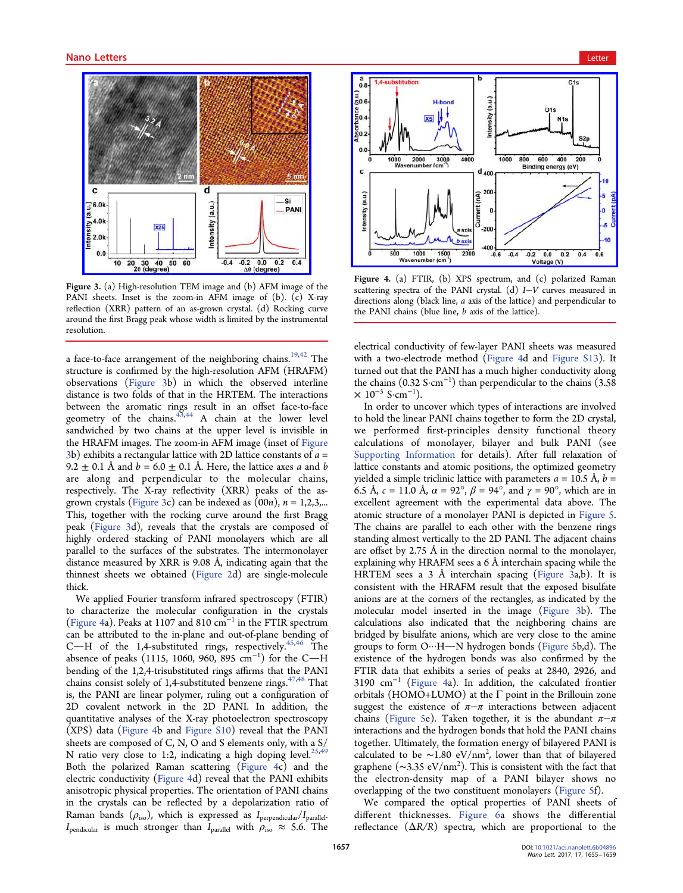Figure 3. (a) High-resolution TEM image and (b) AFM image of the PANI sheets. Inset is the zoom-in AFM image of (b). (c) X-ray reflection (XRR) pattern of an as-grown crystal. (d) Rocking curve around the first Bragg peak whose width is limited by the instrumental resolution.

Figure 4. (a) FTIR, (b) XPS spectrum, and (c) polarized Raman scattering spectra of the PANI crystal. (d) $I$−$V$ curves measured in directions along (black line, $a$ axis of the lattice) and perpendicular to the PANI chains (blue line, $b$ axis of the lattice).

a face-to-face arrangement of the neighboring chains.[19,42] The structure is confirmed by the high-resolution AFM (HRAFM) observations (Figure 3b) in which the observed interline distance is two folds of that in the HRTEM. The interactions between the aromatic rings result in an offset face-to-face geometry of the chains.[43,44] A chain at the lower level sandwiched by two chains at the upper level is invisible in the HRAFM images. The zoom-in AFM image (inset of Figure 3b) exhibits a rectangular lattice with 2D lattice constants of $a$ = 9.2 ± 0.1 Å and $b$ = 6.0 ± 0.1 Å. Here, the lattice axes $a$ and $b$ are along and perpendicular to the molecular chains, respectively. The X-ray reflectivity (XRR) peaks of the as-grown crystals (Figure 3c) can be indexed as (00$n$), $n$ = 1,2,3,... This, together with the rocking curve around the first Bragg peak (Figure 3d), reveals that the crystals are composed of highly ordered stacking of PANI monolayers which are all parallel to the surfaces of the substrates. The intermolecular distance measured by XRR is 9.08 Å, indicating again that the thinnest sheets we obtained (Figure 2d) are single-molecule thick.

We applied Fourier transform infrared spectroscopy (FTIR) to characterize the molecular configuration in the crystals (Figure 4a). Peaks at 1107 and 810 cm$^{-1}$ in the FTIR spectrum can be attributed to the in-plane and out-of-plane bending of C—H of the 1,4-substituted rings, respectively.[45,46] The absence of peaks (1115, 1060, 960, 895 cm$^{-1}$) for the C—H bending of the 1,2,4-trisubstituted rings affirms that the PANI chains consist solely of 1,4-substituted benzene rings.[47,48] That is, the PANI are linear polymer, ruling out a configuration of 2D covalent network in the 2D PANI. In addition, the quantitative analyses of the X-ray photoelectron spectroscopy (XPS) data (Figure 4b and Figure S10) reveal that the PANI sheets are composed of C, N, O and S elements only, with a S/N ratio very close to 1:2, indicating a high doping level.[25,49] Both the polarized Raman scattering (Figure 4c) and the electric conductivity (Figure 4d) reveal that the PANI exhibits anisotropic physical properties. The orientation of PANI chains in the crystals can be reflected by a depolarization ratio of Raman bands ($\rho_{iso}$), which is expressed as $I_{perpendicular}/I_{parallel}$. $I_{pendicular}$ is much stronger than $I_{parallel}$ with $\rho_{iso} \approx 5.6$. The electrical conductivity of few-layer PANI sheets was measured with a two-electrode method (Figure 4d and Figure S13). It turned out that the PANI has a much higher conductivity along the chains (0.32 S·cm$^{-1}$) than perpendicular to the chains (3.58 × 10$^{-5}$ S·cm$^{-1}$).

In order to uncover which types of interactions are involved to hold the linear PANI chains together to form the 2D crystal, we performed first-principles density functional theory calculations of monolayer, bilayer and bulk PANI (see Supporting Information for details). After full relaxation of lattice constants and atomic positions, the optimized geometry yielded a simple triclinic lattice with parameters $a$ = 10.5 Å, $b$ = 6.5 Å, $c$ = 11.0 Å, $\alpha$ = 92°, $\beta$ = 94°, and $\gamma$ = 90°, which are in excellent agreement with the experimental data above. The atomic structure of a monolayer PANI is depicted in Figure 5. The chains are parallel to each other with the benzene rings standing almost vertically to the 2D PANI. The adjacent chains are offset by 2.75 Å in the direction normal to the monolayer, explaining why HRAFM sees a 6 Å interchain spacing while the HRTEM sees a 3 Å interchain spacing (Figure 3a,b). It is consistent with the HRAFM result that the exposed bisulfate anions are at the corners of the rectangles, as indicated by the molecular model inserted in the image (Figure 3b). The calculations also indicated that the neighboring chains are bridged by bisulfate anions, which are very close to the amine groups to form O···H—N hydrogen bonds (Figure 5b,d). The existence of the hydrogen bonds was also confirmed by the FTIR data that exhibits a series of peaks at 2840, 2926, and 3190 cm$^{-1}$ (Figure 4a). In addition, the calculated frontier orbitals (HOMO+LUMO) at the Γ point in the Brillouin zone suggest the existence of $\pi$−$\pi$ interactions between adjacent chains (Figure 5e). Taken together, it is the abundant $\pi$−$\pi$ interactions and the hydrogen bonds that hold the PANI chains together. Ultimately, the formation energy of bilayered PANI is calculated to be ~1.80 eV/nm$^2$, lower than that of bilayered graphene (~3.35 eV/nm$^2$). This is consistent with the fact that the electron-density map of a PANI bilayer shows no overlapping of the two constituent monolayers (Figure 5f).

We compared the optical properties of PANI sheets of different thicknesses. Figure 6a shows the differential reflectance ($\Delta R/R$) spectra, which are proportional to the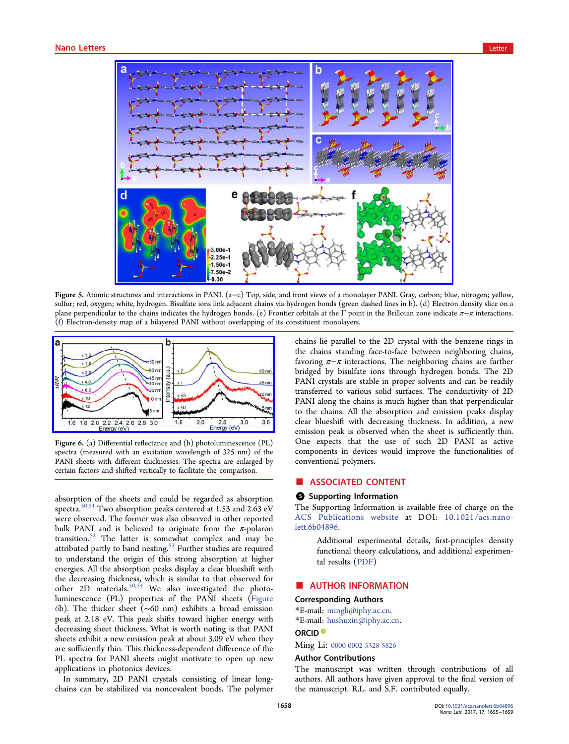Figure 5. Atomic structures and interactions in PANI. (a−c) Top, side, and front views of a monolayer PANI. Gray, carbon; blue, nitrogen; yellow, sulfur; red, oxygen; white, hydrogen. Bisulfate ions link adjacent chains via hydrogen bonds (green dashed lines in b). (d) Electron density slice on a plane perpendicular to the chains indicates the hydrogen bonds. (e) Frontier orbitals at the Γ point in the Brillouin zone indicate π−π interactions. (f) Electron-density map of a bilayered PANI without overlapping of its constituent monolayers.

Figure 6. (a) Differential reflectance and (b) photoluminescence (PL) spectra (measured with an excitation wavelength of 325 nm) of the PANI sheets with different thicknesses. The spectra are enlarged by certain factors and shifted vertically to facilitate the comparison.

absorption of the sheets and could be regarded as absorption spectra.[50,51] Two absorption peaks centered at 1.53 and 2.63 eV were observed. The former was also observed in other reported bulk PANI and is believed to originate from the π-polaron transition.[52] The latter is somewhat complex and may be attributed partly to band nesting.[53] Further studies are required to understand the origin of this strong absorption at higher energies. All the absorption peaks display a clear blueshift with the decreasing thickness, which is similar to that observed for other 2D materials.[50,54] We also investigated the photoluminescence (PL) properties of the PANI sheets (Figure 6b). The thicker sheet (∼60 nm) exhibits a broad emission peak at 2.18 eV. This peak shifts toward higher energy with decreasing sheet thickness. What is worth noting is that PANI sheets exhibit a new emission peak at about 3.09 eV when they are sufficiently thin. This thickness-dependent difference of the PL spectra for PANI sheets might motivate to open up new applications in photonics devices.

In summary, 2D PANI crystals consisting of linear long-chains can be stabilized via noncovalent bonds. The polymer chains lie parallel to the 2D crystal with the benzene rings in the chains standing face-to-face between neighboring chains, favoring π−π interactions. The neighboring chains are further bridged by bisulfate ions through hydrogen bonds. The 2D PANI crystals are stable in proper solvents and can be readily transferred to various solid surfaces. The conductivity of 2D PANI along the chains is much higher than that perpendicular to the chains. All the absorption and emission peaks display clear blueshift with decreasing thickness. In addition, a new emission peak is observed when the sheet is sufficiently thin. One expects that the use of such 2D PANI as active components in devices would improve the functionalities of conventional polymers.

## ■ ASSOCIATED CONTENT

### Supporting Information

The Supporting Information is available free of charge on the ACS Publications website at DOI: 10.1021/acs.nanolett.6b04896.

Additional experimental details, first-principles density functional theory calculations, and additional experimental results (PDF)

## ■ AUTHOR INFORMATION

### Corresponding Authors

*E-mail: mingli@iphy.ac.cn.

*E-mail: hushuxin@iphy.ac.cn.

### ORCID

Ming Li: 0000-0002-5328-5826

### Author Contributions

The manuscript was written through contributions of all authors. All authors have given approval to the final version of the manuscript. R.L. and S.F. contributed equally.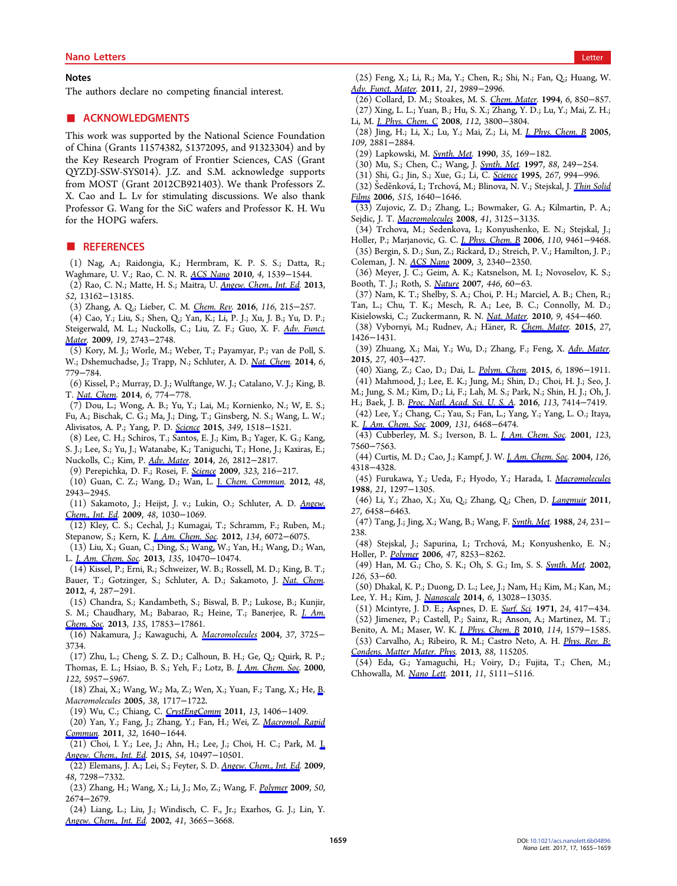### Notes

The authors declare no competing financial interest.

## ■ ACKNOWLEDGMENTS

This work was supported by the National Science Foundation of China (Grants 11574382, 51372095, and 91323304) and by the Key Research Program of Frontier Sciences, CAS (Grant QYZDJ-SSW-SYS014). J.Z. and S.M. acknowledge supports from MOST (Grant 2012CB921403). We thank Professors Z. X. Cao and L. Lv for stimulating discussions. We also thank Professor G. Wang for the SiC wafers and Professor K. H. Wu for the HOPG wafers.

## ■ REFERENCES

(1) Nag, A.; Raidongia, K.; Hermbram, K. P. S. S.; Datta, R.; Waghmare, U. V.; Rao, C. N. R. *ACS Nano* **2010**, *4*, 1539−1544.

(2) Rao, C. N.; Matte, H. S.; Maitra, U. *Angew. Chem., Int. Ed.* **2013**, *52*, 13162−13185.

(3) Zhang, A. Q.; Lieber, C. M. *Chem. Rev.* **2016**, *116*, 215−257.

(4) Cao, Y.; Liu, S.; Shen, Q.; Yan, K.; Li, P. J.; Xu, J. B.; Yu, D. P.; Steigerwald, M. L.; Nuckolls, C.; Liu, Z. F.; Guo, X. F. *Adv. Funct. Mater.* **2009**, *19*, 2743−2748.

(5) Kory, M. J.; Worle, M.; Weber, T.; Payamyar, P.; van de Poll, S. W.; Dshemuchadse, J.; Trapp, N.; Schluter, A. D. *Nat. Chem.* **2014**, *6*, 779−784.

(6) Kissel, P.; Murray, D. J.; Wulftange, W. J.; Catalano, V. J.; King, B. T. *Nat. Chem.* **2014**, *6*, 774−778.

(7) Dou, L.; Wong, A. B.; Yu, Y.; Lai, M.; Kornienko, N.; W, E. S.; Fu, A.; Bischak, C. G.; Ma, J.; Ding, T.; Ginsberg, N. S.; Wang, L. W.; Alivisatos, A. P.; Yang, P. D. *Science* **2015**, *349*, 1518−1521.

(8) Lee, C. H.; Schiros, T.; Santos, E. J.; Kim, B.; Yager, K. G.; Kang, S. J.; Lee, S.; Yu, J.; Watanabe, K.; Taniguchi, T.; Hone, J.; Kaxiras, E.; Nuckolls, C.; Kim, P. *Adv. Mater.* **2014**, *26*, 2812−2817.

(9) Perepichka, D. F.; Rosei, F. *Science* **2009**, *323*, 216−217.

(10) Guan, C. Z.; Wang, D.; Wan, L. *J. Chem. Commun.* **2012**, *48*, 2943−2945.

(11) Sakamoto, J.; Heijst, J. v.; Lukin, O.; Schluter, A. D. *Angew. Chem., Int. Ed.* **2009**, *48*, 1030−1069.

(12) Kley, C. S.; Cechal, J.; Kumagai, T.; Schramm, F.; Ruben, M.; Stepanow, S.; Kern, K. *J. Am. Chem. Soc.* **2012**, *134*, 6072−6075.

(13) Liu, X.; Guan, C.; Ding, S.; Wang, W.; Yan, H.; Wang, D.; Wan, L. *J. Am. Chem. Soc.* **2013**, *135*, 10470−10474.

(14) Kissel, P.; Erni, R.; Schweizer, W. B.; Rossell, M. D.; King, B. T.; Bauer, T.; Gotzinger, S.; Schluter, A. D.; Sakamoto, J. *Nat. Chem.* **2012**, *4*, 287−291.

(15) Chandra, S.; Kandambeth, S.; Biswal, B. P.; Lukose, B.; Kunjir, S. M.; Chaudhary, M.; Babarao, R.; Heine, T.; Banerjee, R. *J. Am. Chem. Soc.* **2013**, *135*, 17853−17861.

(16) Nakamura, J.; Kawaguchi, A. *Macromolecules* **2004**, *37*, 3725−3734.

(17) Zhu, L.; Cheng, S. Z. D.; Calhoun, B. H.; Ge, Q.; Quirk, R. P.; Thomas, E. L.; Hsiao, B. S.; Yeh, F.; Lotz, B. *J. Am. Chem. Soc.* **2000**, *122*, 5957−5967.

(18) Zhai, X.; Wang, W.; Ma, Z.; Wen, X.; Yuan, F.; Tang, X.; He, B. *Macromolecules* **2005**, *38*, 1717−1722.

(19) Wu, C.; Chiang, C. *CrystEngComm* **2011**, *13*, 1406−1409.

(20) Yan, Y.; Fang, J.; Zhang, Y.; Fan, H.; Wei, Z. *Macromol. Rapid Commun.* **2011**, *32*, 1640−1644.

(21) Choi, I. Y.; Lee, J.; Ahn, H.; Lee, J.; Choi, H. C.; Park, M. J. *Angew. Chem., Int. Ed.* **2015**, *54*, 10497−10501.

(22) Elemans, J. A.; Lei, S.; Feyter, S. D. *Angew. Chem., Int. Ed.* **2009**, *48*, 7298−7332.

(23) Zhang, H.; Wang, X.; Li, J.; Mo, Z.; Wang, F. *Polymer* **2009**, *50*, 2674−2679.

(24) Liang, L.; Liu, J.; Windisch, C. F., Jr.; Exarhos, G. J.; Lin, Y. *Angew. Chem., Int. Ed.* **2002**, *41*, 3665−3668.

(25) Feng, X.; Li, R.; Ma, Y.; Chen, R.; Shi, N.; Fan, Q.; Huang, W. *Adv. Funct. Mater.* **2011**, *21*, 2989−2996.

(26) Collard, D. M.; Stoakes, M. S. *Chem. Mater.* **1994**, *6*, 850−857.

(27) Xing, L. L.; Yuan, B.; Hu, S. X.; Zhang, Y. D.; Lu, Y.; Mai, Z. H.; Li, M. *J. Phys. Chem. C* **2008**, *112*, 3800−3804.

(28) Jing, H.; Li, X.; Lu, Y.; Mai, Z.; Li, M. *J. Phys. Chem. B* **2005**, *109*, 2881−2884.

(29) Lapkowski, M. *Synth. Met.* **1990**, *35*, 169−182.

(30) Mu, S.; Chen, C.; Wang, J. *Synth. Met.* **1997**, *88*, 249−254.

(31) Shi, G.; Jin, S.; Xue, G.; Li, C. *Science* **1995**, *267*, 994−996.

(32) Šeděnková, I.; Trchová, M.; Blinova, N. V.; Stejskal, J. *Thin Solid Films* **2006**, *515*, 1640−1646.

(33) Zujovic, Z. D.; Zhang, L.; Bowmaker, G. A.; Kilmartin, P. A.; Sejdic, J. T. *Macromolecules* **2008**, *41*, 3125−3135.

(34) Trchova, M.; Sedenkova, I.; Konyushenko, E. N.; Stejskal, J.; Holler, P.; Marjanovic, G. C. *J. Phys. Chem. B* **2006**, *110*, 9461−9468.

(35) Bergin, S. D.; Sun, Z.; Rickard, D.; Streich, P. V.; Hamilton, J. P.; Coleman, J. N. *ACS Nano* **2009**, *3*, 2340−2350.

(36) Meyer, J. C.; Geim, A. K.; Katsnelson, M. I.; Novoselov, K. S.; Booth, T. J.; Roth, S. *Nature* **2007**, *446*, 60−63.

(37) Nam, K. T.; Shelby, S. A.; Choi, P. H.; Marciel, A. B.; Chen, R.; Tan, L.; Chu, T. K.; Mesch, R. A.; Lee, B. C.; Connolly, M. D.; Kisielowski, C.; Zuckermann, R. N. *Nat. Mater.* **2010**, *9*, 454−460.

(38) Vybornyi, M.; Rudnev, A.; Häner, R. *Chem. Mater.* **2015**, *27*, 1426−1431.

(39) Zhuang, X.; Mai, Y.; Wu, D.; Zhang, F.; Feng, X. *Adv. Mater.* **2015**, *27*, 403−427.

(40) Xiang, Z.; Cao, D.; Dai, L. *Polym. Chem.* **2015**, *6*, 1896−1911.

(41) Mahmood, J.; Lee, E. K.; Jung, M.; Shin, D.; Choi, H. J.; Seo, J. M.; Jung, S. M.; Kim, D.; Li, F.; Lah, M. S.; Park, N.; Shin, H. J.; Oh, J. H.; Baek, J. B. *Proc. Natl. Acad. Sci. U. S. A.* **2016**, *113*, 7414−7419.

(42) Lee, Y.; Chang, C.; Yau, S.; Fan, L.; Yang, Y.; Yang, L. O.; Itaya, K. *J. Am. Chem. Soc.* **2009**, *131*, 6468−6474.

(43) Cubberley, M. S.; Iverson, B. L. *J. Am. Chem. Soc.* **2001**, *123*, 7560−7563.

(44) Curtis, M. D.; Cao, J.; Kampf, J. W. *J. Am. Chem. Soc.* **2004**, *126*, 4318−4328.

(45) Furukawa, Y.; Ueda, F.; Hyodo, Y.; Harada, I. *Macromolecules* **1988**, *21*, 1297−1305.

(46) Li, Y.; Zhao, X.; Xu, Q.; Zhang, Q.; Chen, D. *Langmuir* **2011**, *27*, 6458−6463.

(47) Tang, J.; Jing, X.; Wang, B.; Wang, F. *Synth. Met.* **1988**, *24*, 231−238.

(48) Stejskal, J.; Sapurina, I.; Trchová, M.; Konyushenko, E. N.; Holler, P. *Polymer* **2006**, *47*, 8253−8262.

(49) Han, M. G.; Cho, S. K.; Oh, S. G.; Im, S. S. *Synth. Met.* **2002**, *126*, 53−60.

(50) Dhakal, K. P.; Duong, D. L.; Lee, J.; Nam, H.; Kim, M.; Kan, M.; Lee, Y. H.; Kim, J. *Nanoscale* **2014**, *6*, 13028−13035.

(51) Mcintyre, J. D. E.; Aspnes, D. E. *Surf. Sci.* **1971**, *24*, 417−434.

(52) Jimenez, P.; Castell, P.; Sainz, R.; Anson, A.; Martinez, M. T.; Benito, A. M.; Maser, W. K. *J. Phys. Chem. B* **2010**, *114*, 1579−1585.

(53) Carvalho, A.; Ribeiro, R. M.; Castro Neto, A. H. *Phys. Rev. B: Condens. Matter Mater. Phys.* **2013**, *88*, 115205.

(54) Eda, G.; Yamaguchi, H.; Voiry, D.; Fujita, T.; Chen, M.; Chhowalla, M. *Nano Lett.* **2011**, *11*, 5111−5116.